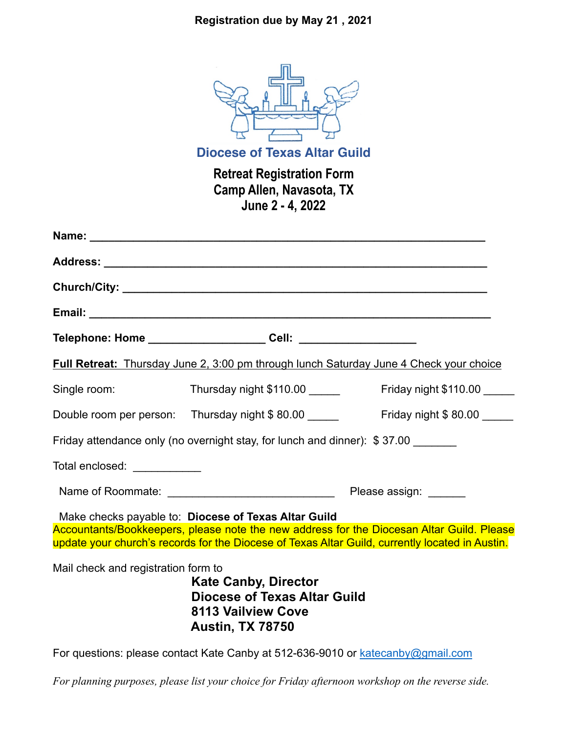**Registration due by May 21 , 2021**

# Diocese of Texas Altar Guild

## Retreat Registration Form
## Camp Allen, Navasota, TX
## June 2 - 4, 2022

**Name:** ____________________________________________________________

**Address:** __________________________________________________________

**Church/City:** _______________________________________________________

**Email:** ____________________________________________________________

**Telephone: Home** __________________ **Cell:** __________________

**Full Retreat:** Thursday June 2, 3:00 pm through lunch Saturday June 4 Check your choice

| | | |
|---|---|---|
| Single room: | Thursday night $110.00 _____ | Friday night $110.00 _____ |
| Double room per person: | Thursday night $ 80.00 _____ | Friday night $ 80.00 _____ |

Friday attendance only (no overnight stay, for lunch and dinner): $ 37.00 _______

Total enclosed: ___________

Name of Roommate: __________________________ Please assign: ______

Make checks payable to: **Diocese of Texas Altar Guild**

Accountants/Bookkeepers, please note the new address for the Diocesan Altar Guild. Please update your church's records for the Diocese of Texas Altar Guild, currently located in Austin.

Mail check and registration form to

**Kate Canby, Director**
**Diocese of Texas Altar Guild**
**8113 Vailview Cove**
**Austin, TX 78750**

For questions: please contact Kate Canby at 512-636-9010 or katecanby@gmail.com

*For planning purposes, please list your choice for Friday afternoon workshop on the reverse side.*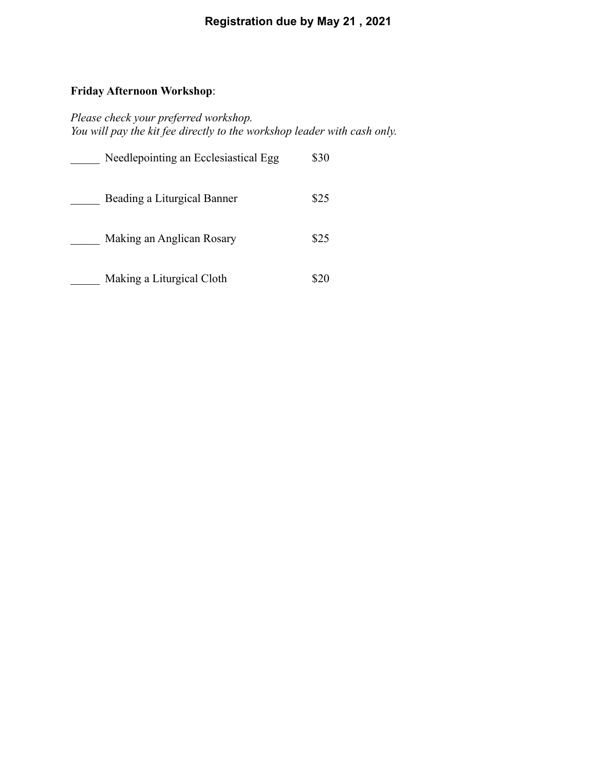**Registration due by May 21 , 2021**

**Friday Afternoon Workshop**:

*Please check your preferred workshop.*
*You will pay the kit fee directly to the workshop leader with cash only.*

_____ Needlepointing an Ecclesiastical Egg $30

_____ Beading a Liturgical Banner $25

_____ Making an Anglican Rosary $25

_____ Making a Liturgical Cloth $20